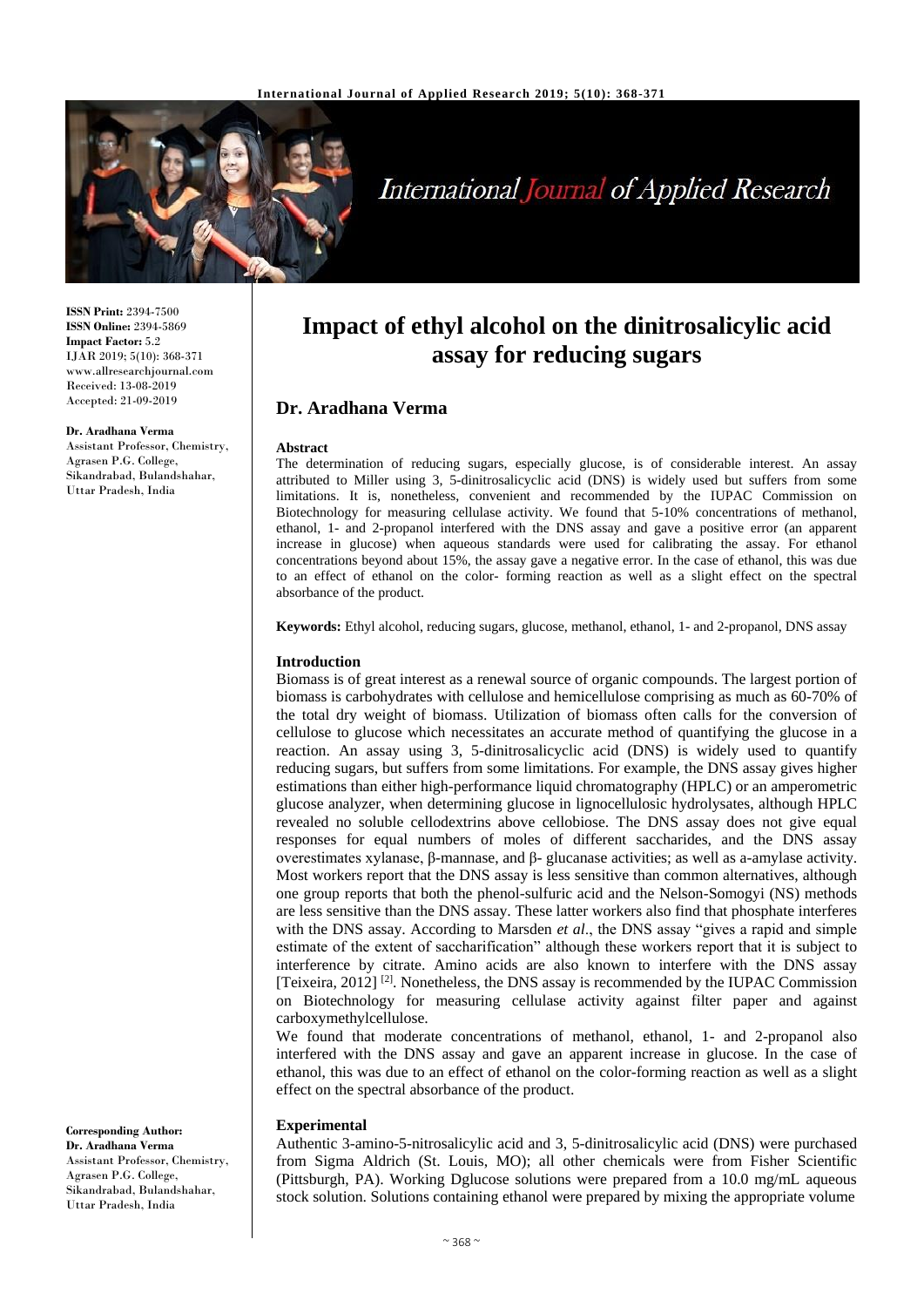# Impact of ethyl alcohol on the dinitrosalicylic acid assay for reducing sugars

**ISSN Print:** 2394-7500
**ISSN Online:** 2394-5869
**Impact Factor:** 5.2
IJAR 2019; 5(10): 368-371
www.allresearchjournal.com
Received: 13-08-2019
Accepted: 21-09-2019

**Dr. Aradhana Verma**
Assistant Professor, Chemistry, Agrasen P.G. College, Sikandrabad, Bulandshahar, Uttar Pradesh, India

**Corresponding Author:**
**Dr. Aradhana Verma**
Assistant Professor, Chemistry, Agrasen P.G. College, Sikandrabad, Bulandshahar, Uttar Pradesh, India

## Dr. Aradhana Verma

### Abstract

The determination of reducing sugars, especially glucose, is of considerable interest. An assay attributed to Miller using 3, 5-dinitrosalicyclic acid (DNS) is widely used but suffers from some limitations. It is, nonetheless, convenient and recommended by the IUPAC Commission on Biotechnology for measuring cellulase activity. We found that 5-10% concentrations of methanol, ethanol, 1- and 2-propanol interfered with the DNS assay and gave a positive error (an apparent increase in glucose) when aqueous standards were used for calibrating the assay. For ethanol concentrations beyond about 15%, the assay gave a negative error. In the case of ethanol, this was due to an effect of ethanol on the color- forming reaction as well as a slight effect on the spectral absorbance of the product.

**Keywords:** Ethyl alcohol, reducing sugars, glucose, methanol, ethanol, 1- and 2-propanol, DNS assay

### Introduction

Biomass is of great interest as a renewal source of organic compounds. The largest portion of biomass is carbohydrates with cellulose and hemicellulose comprising as much as 60-70% of the total dry weight of biomass. Utilization of biomass often calls for the conversion of cellulose to glucose which necessitates an accurate method of quantifying the glucose in a reaction. An assay using 3, 5-dinitrosalicyclic acid (DNS) is widely used to quantify reducing sugars, but suffers from some limitations. For example, the DNS assay gives higher estimations than either high-performance liquid chromatography (HPLC) or an amperometric glucose analyzer, when determining glucose in lignocellulosic hydrolysates, although HPLC revealed no soluble cellodextrins above cellobiose. The DNS assay does not give equal responses for equal numbers of moles of different saccharides, and the DNS assay overestimates xylanase, β-mannase, and β- glucanase activities; as well as a-amylase activity. Most workers report that the DNS assay is less sensitive than common alternatives, although one group reports that both the phenol-sulfuric acid and the Nelson-Somogyi (NS) methods are less sensitive than the DNS assay. These latter workers also find that phosphate interferes with the DNS assay. According to Marsden *et al*., the DNS assay "gives a rapid and simple estimate of the extent of saccharification" although these workers report that it is subject to interference by citrate. Amino acids are also known to interfere with the DNS assay [Teixeira, 2012] [2]. Nonetheless, the DNS assay is recommended by the IUPAC Commission on Biotechnology for measuring cellulase activity against filter paper and against carboxymethylcellulose.

We found that moderate concentrations of methanol, ethanol, 1- and 2-propanol also interfered with the DNS assay and gave an apparent increase in glucose. In the case of ethanol, this was due to an effect of ethanol on the color-forming reaction as well as a slight effect on the spectral absorbance of the product.

### Experimental

Authentic 3-amino-5-nitrosalicylic acid and 3, 5-dinitrosalicylic acid (DNS) were purchased from Sigma Aldrich (St. Louis, MO); all other chemicals were from Fisher Scientific (Pittsburgh, PA). Working Dglucose solutions were prepared from a 10.0 mg/mL aqueous stock solution. Solutions containing ethanol were prepared by mixing the appropriate volume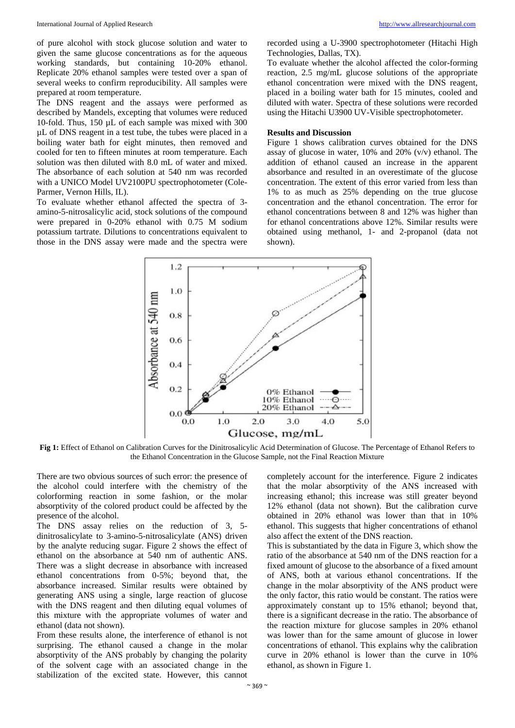of pure alcohol with stock glucose solution and water to given the same glucose concentrations as for the aqueous working standards, but containing 10-20% ethanol. Replicate 20% ethanol samples were tested over a span of several weeks to confirm reproducibility. All samples were prepared at room temperature.

The DNS reagent and the assays were performed as described by Mandels, excepting that volumes were reduced 10-fold. Thus, 150 µL of each sample was mixed with 300 µL of DNS reagent in a test tube, the tubes were placed in a boiling water bath for eight minutes, then removed and cooled for ten to fifteen minutes at room temperature. Each solution was then diluted with 8.0 mL of water and mixed. The absorbance of each solution at 540 nm was recorded with a UNICO Model UV2100PU spectrophotometer (Cole-Parmer, Vernon Hills, IL).

To evaluate whether ethanol affected the spectra of 3-amino-5-nitrosalicylic acid, stock solutions of the compound were prepared in 0-20% ethanol with 0.75 M sodium potassium tartrate. Dilutions to concentrations equivalent to those in the DNS assay were made and the spectra were recorded using a U-3900 spectrophotometer (Hitachi High Technologies, Dallas, TX).

To evaluate whether the alcohol affected the color-forming reaction, 2.5 mg/mL glucose solutions of the appropriate ethanol concentration were mixed with the DNS reagent, placed in a boiling water bath for 15 minutes, cooled and diluted with water. Spectra of these solutions were recorded using the Hitachi U3900 UV-Visible spectrophotometer.

## Results and Discussion

Figure 1 shows calibration curves obtained for the DNS assay of glucose in water, 10% and 20% (v/v) ethanol. The addition of ethanol caused an increase in the apparent absorbance and resulted in an overestimate of the glucose concentration. The extent of this error varied from less than 1% to as much as 25% depending on the true glucose concentration and the ethanol concentration. The error for ethanol concentrations between 8 and 12% was higher than for ethanol concentrations above 12%. Similar results were obtained using methanol, 1- and 2-propanol (data not shown).

**Fig 1:** Effect of Ethanol on Calibration Curves for the Dinitrosalicylic Acid Determination of Glucose. The Percentage of Ethanol Refers to the Ethanol Concentration in the Glucose Sample, not the Final Reaction Mixture

There are two obvious sources of such error: the presence of the alcohol could interfere with the chemistry of the colorforming reaction in some fashion, or the molar absorptivity of the colored product could be affected by the presence of the alcohol.

The DNS assay relies on the reduction of 3, 5-dinitrosalicylate to 3-amino-5-nitrosalicylate (ANS) driven by the analyte reducing sugar. Figure 2 shows the effect of ethanol on the absorbance at 540 nm of authentic ANS. There was a slight decrease in absorbance with increased ethanol concentrations from 0-5%; beyond that, the absorbance increased. Similar results were obtained by generating ANS using a single, large reaction of glucose with the DNS reagent and then diluting equal volumes of this mixture with the appropriate volumes of water and ethanol (data not shown).

From these results alone, the interference of ethanol is not surprising. The ethanol caused a change in the molar absorptivity of the ANS probably by changing the polarity of the solvent cage with an associated change in the stabilization of the excited state. However, this cannot completely account for the interference. Figure 2 indicates that the molar absorptivity of the ANS increased with increasing ethanol; this increase was still greater beyond 12% ethanol (data not shown). But the calibration curve obtained in 20% ethanol was lower than that in 10% ethanol. This suggests that higher concentrations of ethanol also affect the extent of the DNS reaction.

This is substantiated by the data in Figure 3, which show the ratio of the absorbance at 540 nm of the DNS reaction for a fixed amount of glucose to the absorbance of a fixed amount of ANS, both at various ethanol concentrations. If the change in the molar absorptivity of the ANS product were the only factor, this ratio would be constant. The ratios were approximately constant up to 15% ethanol; beyond that, there is a significant decrease in the ratio. The absorbance of the reaction mixture for glucose samples in 20% ethanol was lower than for the same amount of glucose in lower concentrations of ethanol. This explains why the calibration curve in 20% ethanol is lower than the curve in 10% ethanol, as shown in Figure 1.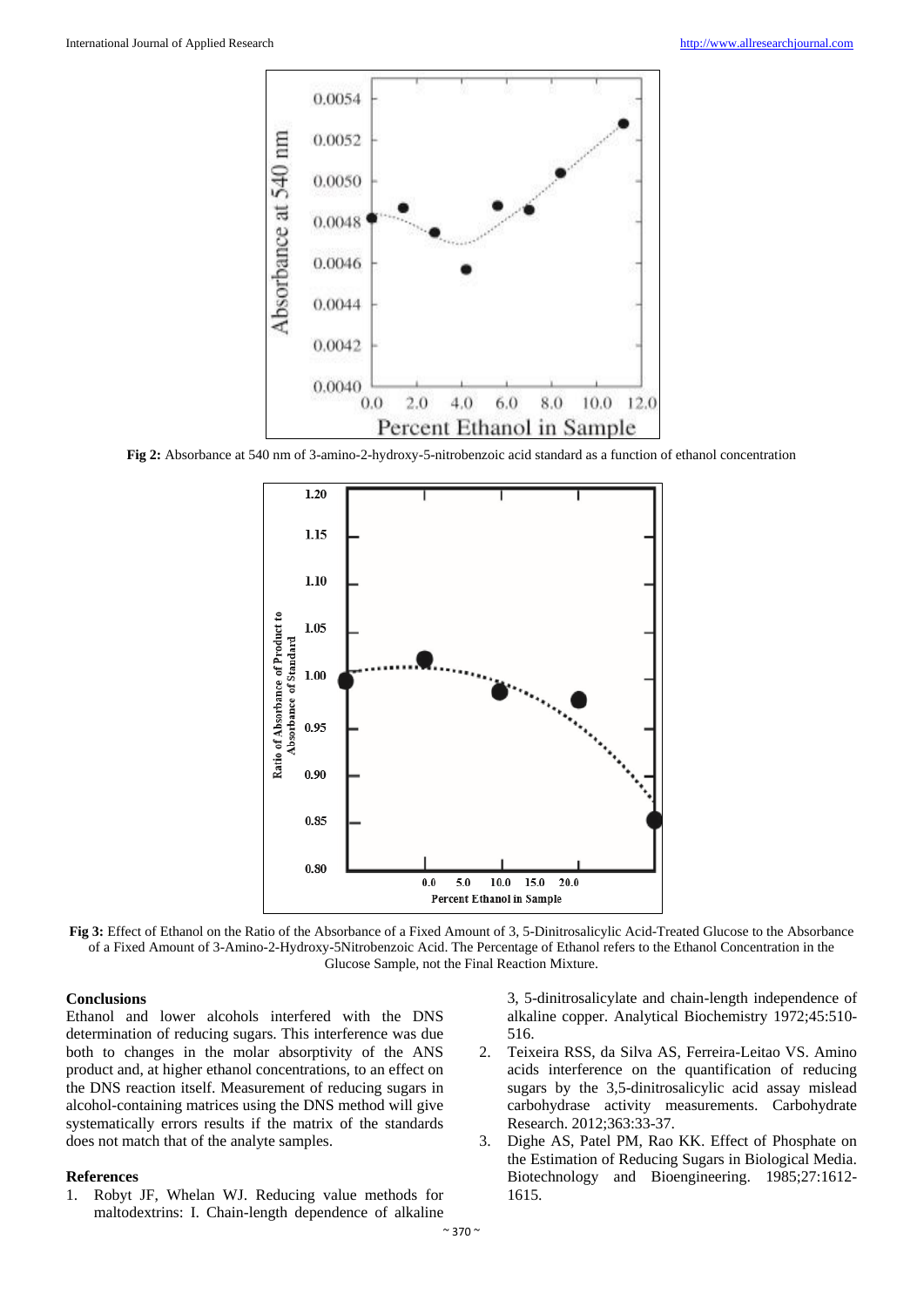Fig 2: Absorbance at 540 nm of 3-amino-2-hydroxy-5-nitrobenzoic acid standard as a function of ethanol concentration

Fig 3: Effect of Ethanol on the Ratio of the Absorbance of a Fixed Amount of 3, 5-Dinitrosalicylic Acid-Treated Glucose to the Absorbance of a Fixed Amount of 3-Amino-2-Hydroxy-5Nitrobenzoic Acid. The Percentage of Ethanol refers to the Ethanol Concentration in the Glucose Sample, not the Final Reaction Mixture.

## Conclusions

Ethanol and lower alcohols interfered with the DNS determination of reducing sugars. This interference was due both to changes in the molar absorptivity of the ANS product and, at higher ethanol concentrations, to an effect on the DNS reaction itself. Measurement of reducing sugars in alcohol-containing matrices using the DNS method will give systematically errors results if the matrix of the standards does not match that of the analyte samples.

## References

1. Robyt JF, Whelan WJ. Reducing value methods for maltodextrins: I. Chain-length dependence of alkaline 3, 5-dinitrosalicylate and chain-length independence of alkaline copper. Analytical Biochemistry 1972;45:510-516.
2. Teixeira RSS, da Silva AS, Ferreira-Leitao VS. Amino acids interference on the quantification of reducing sugars by the 3,5-dinitrosalicylic acid assay mislead carbohydrase activity measurements. Carbohydrate Research. 2012;363:33-37.
3. Dighe AS, Patel PM, Rao KK. Effect of Phosphate on the Estimation of Reducing Sugars in Biological Media. Biotechnology and Bioengineering. 1985;27:1612-1615.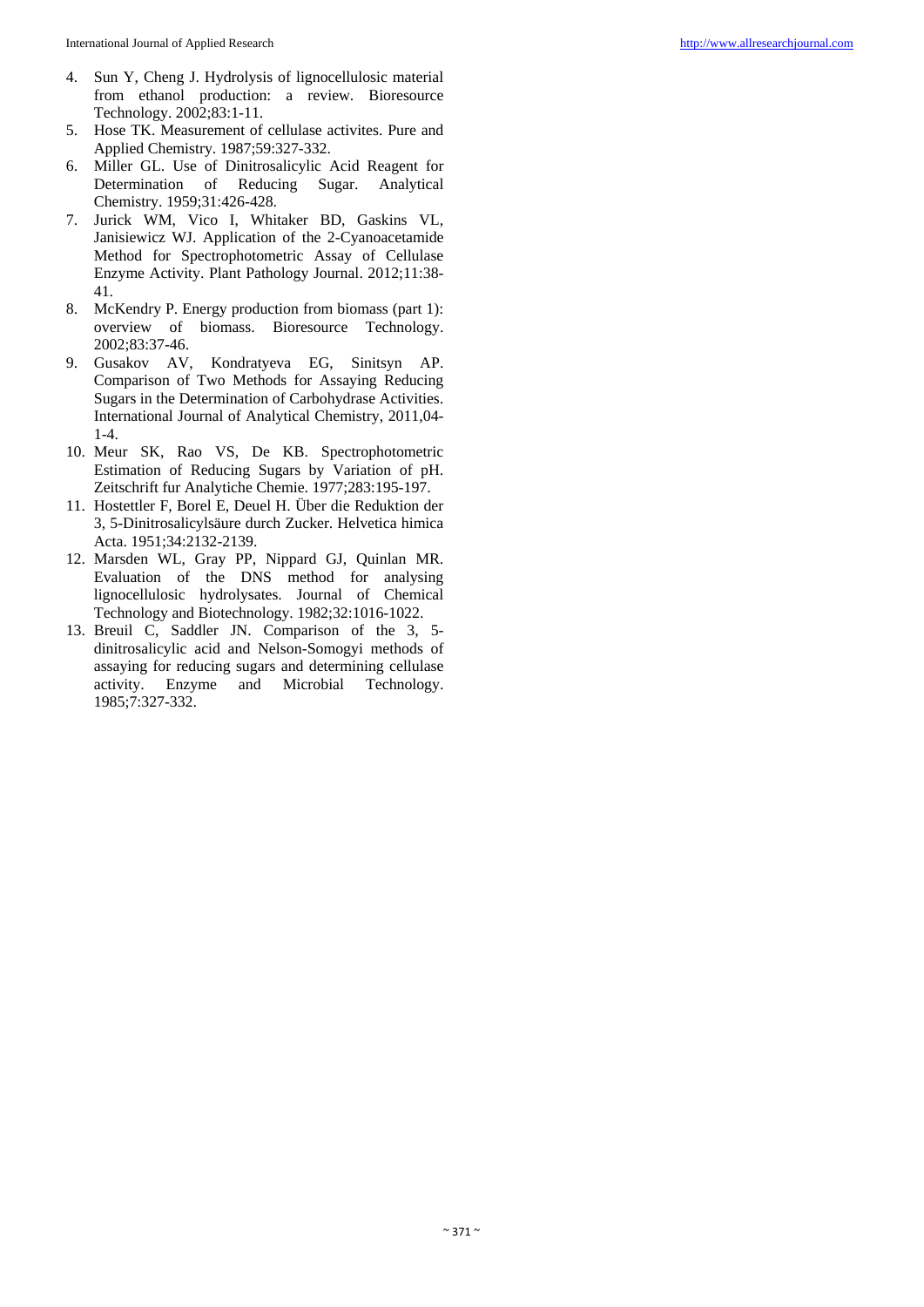4. Sun Y, Cheng J. Hydrolysis of lignocellulosic material from ethanol production: a review. Bioresource Technology. 2002;83:1-11.
5. Hose TK. Measurement of cellulase activites. Pure and Applied Chemistry. 1987;59:327-332.
6. Miller GL. Use of Dinitrosalicylic Acid Reagent for Determination of Reducing Sugar. Analytical Chemistry. 1959;31:426-428.
7. Jurick WM, Vico I, Whitaker BD, Gaskins VL, Janisiewicz WJ. Application of the 2-Cyanoacetamide Method for Spectrophotometric Assay of Cellulase Enzyme Activity. Plant Pathology Journal. 2012;11:38-41.
8. McKendry P. Energy production from biomass (part 1): overview of biomass. Bioresource Technology. 2002;83:37-46.
9. Gusakov AV, Kondratyeva EG, Sinitsyn AP. Comparison of Two Methods for Assaying Reducing Sugars in the Determination of Carbohydrase Activities. International Journal of Analytical Chemistry, 2011,04-1-4.
10. Meur SK, Rao VS, De KB. Spectrophotometric Estimation of Reducing Sugars by Variation of pH. Zeitschrift fur Analytiche Chemie. 1977;283:195-197.
11. Hostettler F, Borel E, Deuel H. Über die Reduktion der 3, 5-Dinitrosalicylsäure durch Zucker. Helvetica himica Acta. 1951;34:2132-2139.
12. Marsden WL, Gray PP, Nippard GJ, Quinlan MR. Evaluation of the DNS method for analysing lignocellulosic hydrolysates. Journal of Chemical Technology and Biotechnology. 1982;32:1016-1022.
13. Breuil C, Saddler JN. Comparison of the 3, 5-dinitrosalicylic acid and Nelson-Somogyi methods of assaying for reducing sugars and determining cellulase activity. Enzyme and Microbial Technology. 1985;7:327-332.